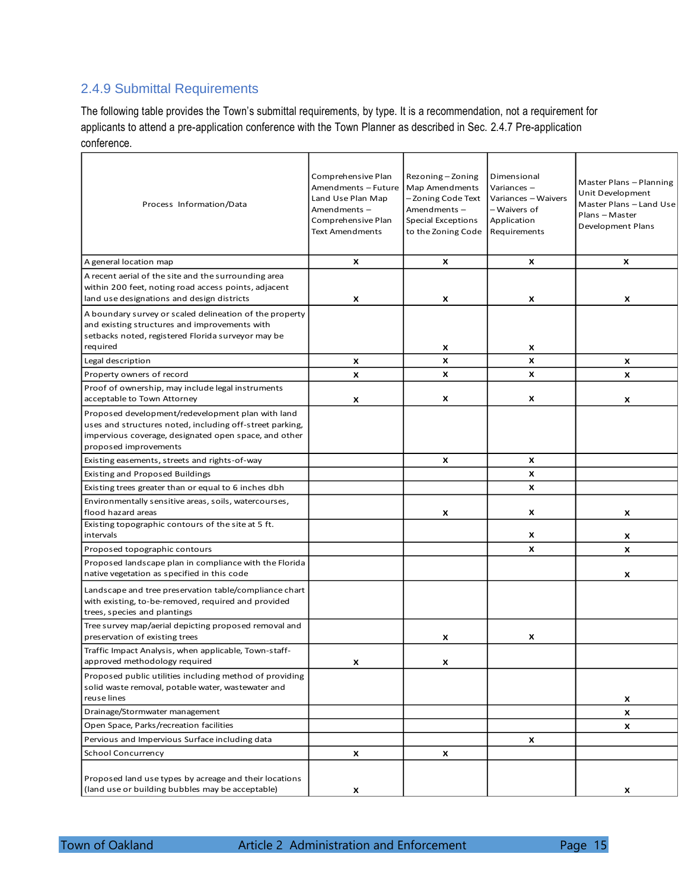### 2.4.9 Submittal Requirements

The following table provides the Town's submittal requirements, by type. It is a recommendation, not a requirement for applicants to attend a pre-application conference with the Town Planner as described in Sec. 2.4.7 Pre-application conference.

| Process Information/Data | Comprehensive Plan Amendments – Future Land Use Plan Map Amendments – Comprehensive Plan Text Amendments | Rezoning – Zoning Map Amendments – Zoning Code Text Amendments – Special Exceptions to the Zoning Code | Dimensional Variances – Variances – Waivers – Waivers of Application Requirements | Master Plans – Planning Unit Development Master Plans – Land Use Plans – Master Development Plans |
|---|---|---|---|---|
| A general location map | x | x | x | x |
| A recent aerial of the site and the surrounding area within 200 feet, noting road access points, adjacent land use designations and design districts | x | x | x | x |
| A boundary survey or scaled delineation of the property and existing structures and improvements with setbacks noted, registered Florida surveyor may be required | | x | x | |
| Legal description | x | x | x | x |
| Property owners of record | x | x | x | x |
| Proof of ownership, may include legal instruments acceptable to Town Attorney | x | x | x | x |
| Proposed development/redevelopment plan with land uses and structures noted, including off-street parking, impervious coverage, designated open space, and other proposed improvements | | | | |
| Existing easements, streets and rights-of-way | | x | x | |
| Existing and Proposed Buildings | | | x | |
| Existing trees greater than or equal to 6 inches dbh | | | x | |
| Environmentally sensitive areas, soils, watercourses, flood hazard areas | | x | x | x |
| Existing topographic contours of the site at 5 ft. intervals | | | x | x |
| Proposed topographic contours | | | x | x |
| Proposed landscape plan in compliance with the Florida native vegetation as specified in this code | | | | x |
| Landscape and tree preservation table/compliance chart with existing, to-be-removed, required and provided trees, species and plantings | | | | |
| Tree survey map/aerial depicting proposed removal and preservation of existing trees | | x | x | |
| Traffic Impact Analysis, when applicable, Town-staff-approved methodology required | x | x | | |
| Proposed public utilities including method of providing solid waste removal, potable water, wastewater and reuse lines | | | | x |
| Drainage/Stormwater management | | | | x |
| Open Space, Parks/recreation facilities | | | | x |
| Pervious and Impervious Surface including data | | | x | |
| School Concurrency | x | x | | |
| Proposed land use types by acreage and their locations (land use or building bubbles may be acceptable) | x | | | x |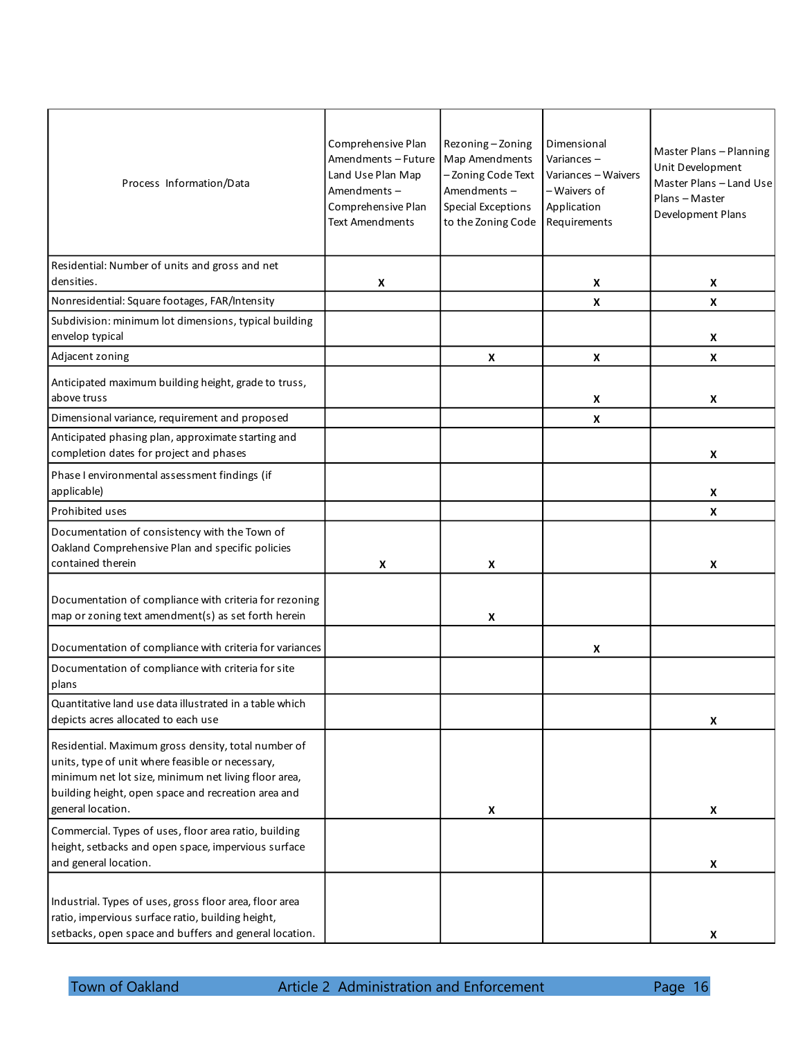| Process Information/Data | Comprehensive Plan Amendments – Future Land Use Plan Map Amendments – Comprehensive Plan Text Amendments | Rezoning – Zoning Map Amendments – Zoning Code Text Amendments – Special Exceptions to the Zoning Code | Dimensional Variances – Variances – Waivers – Waivers of Application Requirements | Master Plans – Planning Unit Development Master Plans – Land Use Plans – Master Development Plans |
|---|---|---|---|---|
| Residential: Number of units and gross and net densities. | X | | X | X |
| Nonresidential: Square footages, FAR/Intensity | | | X | X |
| Subdivision: minimum lot dimensions, typical building envelop typical | | | | X |
| Adjacent zoning | | X | X | X |
| Anticipated maximum building height, grade to truss, above truss | | | X | X |
| Dimensional variance, requirement and proposed | | | X | |
| Anticipated phasing plan, approximate starting and completion dates for project and phases | | | | X |
| Phase I environmental assessment findings (if applicable) | | | | X |
| Prohibited uses | | | | X |
| Documentation of consistency with the Town of Oakland Comprehensive Plan and specific policies contained therein | X | X | | X |
| Documentation of compliance with criteria for rezoning map or zoning text amendment(s) as set forth herein | | X | | |
| Documentation of compliance with criteria for variances | | | X | |
| Documentation of compliance with criteria for site plans | | | | |
| Quantitative land use data illustrated in a table which depicts acres allocated to each use | | | | X |
| Residential. Maximum gross density, total number of units, type of unit where feasible or necessary, minimum net lot size, minimum net living floor area, building height, open space and recreation area and general location. | | X | | X |
| Commercial. Types of uses, floor area ratio, building height, setbacks and open space, impervious surface and general location. | | | | X |
| Industrial. Types of uses, gross floor area, floor area ratio, impervious surface ratio, building height, setbacks, open space and buffers and general location. | | | | X |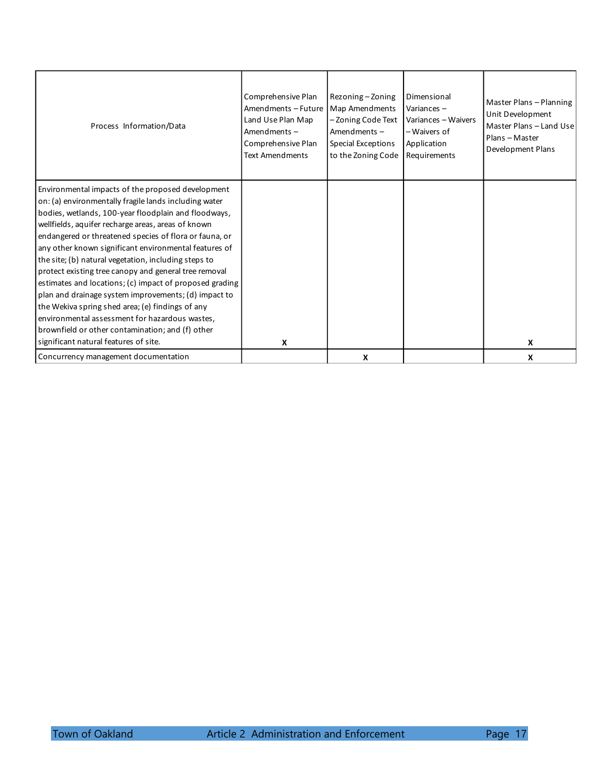| Process Information/Data | Comprehensive Plan Amendments – Future Land Use Plan Map Amendments – Comprehensive Plan Text Amendments | Rezoning – Zoning Map Amendments – Zoning Code Text Amendments – Special Exceptions to the Zoning Code | Dimensional Variances – Variances – Waivers – Waivers of Application Requirements | Master Plans – Planning Unit Development Master Plans – Land Use Plans – Master Development Plans |
|---|---|---|---|---|
| Environmental impacts of the proposed development on: (a) environmentally fragile lands including water bodies, wetlands, 100-year floodplain and floodways, wellfields, aquifer recharge areas, areas of known endangered or threatened species of flora or fauna, or any other known significant environmental features of the site; (b) natural vegetation, including steps to protect existing tree canopy and general tree removal estimates and locations; (c) impact of proposed grading plan and drainage system improvements; (d) impact to the Wekiva spring shed area; (e) findings of any environmental assessment for hazardous wastes, brownfield or other contamination; and (f) other significant natural features of site. | X | | | X |
| Concurrency management documentation | | X | | X |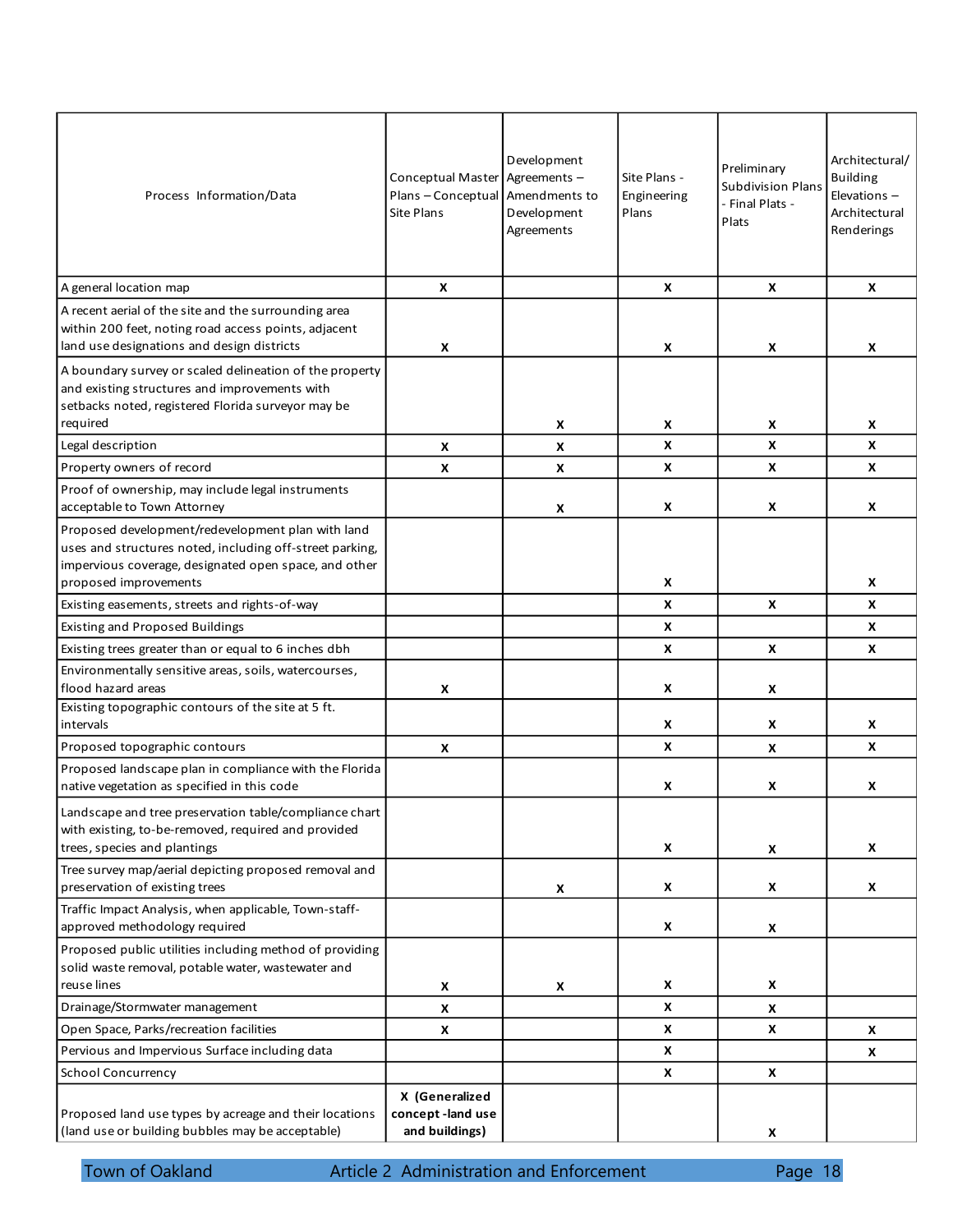| Process Information/Data | Conceptual Master Plans – Conceptual Site Plans | Development Agreements – Amendments to Development Agreements | Site Plans - Engineering Plans | Preliminary Subdivision Plans - Final Plats - Plats | Architectural/ Building Elevations – Architectural Renderings |
|---|---|---|---|---|---|
| A general location map | X | | X | X | X |
| A recent aerial of the site and the surrounding area within 200 feet, noting road access points, adjacent land use designations and design districts | X | | X | X | X |
| A boundary survey or scaled delineation of the property and existing structures and improvements with setbacks noted, registered Florida surveyor may be required | | X | X | X | X |
| Legal description | X | X | X | X | X |
| Property owners of record | X | X | X | X | X |
| Proof of ownership, may include legal instruments acceptable to Town Attorney | | X | X | X | X |
| Proposed development/redevelopment plan with land uses and structures noted, including off-street parking, impervious coverage, designated open space, and other proposed improvements | | | X | | X |
| Existing easements, streets and rights-of-way | | | X | X | X |
| Existing and Proposed Buildings | | | X | | X |
| Existing trees greater than or equal to 6 inches dbh | | | X | X | X |
| Environmentally sensitive areas, soils, watercourses, flood hazard areas | X | | X | X | |
| Existing topographic contours of the site at 5 ft. intervals | | | X | X | X |
| Proposed topographic contours | X | | X | X | X |
| Proposed landscape plan in compliance with the Florida native vegetation as specified in this code | | | X | X | X |
| Landscape and tree preservation table/compliance chart with existing, to-be-removed, required and provided trees, species and plantings | | | X | X | X |
| Tree survey map/aerial depicting proposed removal and preservation of existing trees | | X | X | X | X |
| Traffic Impact Analysis, when applicable, Town-staff-approved methodology required | | | X | X | |
| Proposed public utilities including method of providing solid waste removal, potable water, wastewater and reuse lines | X | X | X | X | |
| Drainage/Stormwater management | X | | X | X | |
| Open Space, Parks/recreation facilities | X | | X | X | X |
| Pervious and Impervious Surface including data | | | X | | X |
| School Concurrency | | | X | X | |
| Proposed land use types by acreage and their locations (land use or building bubbles may be acceptable) | **X (Generalized concept -land use and buildings)** | | | X | |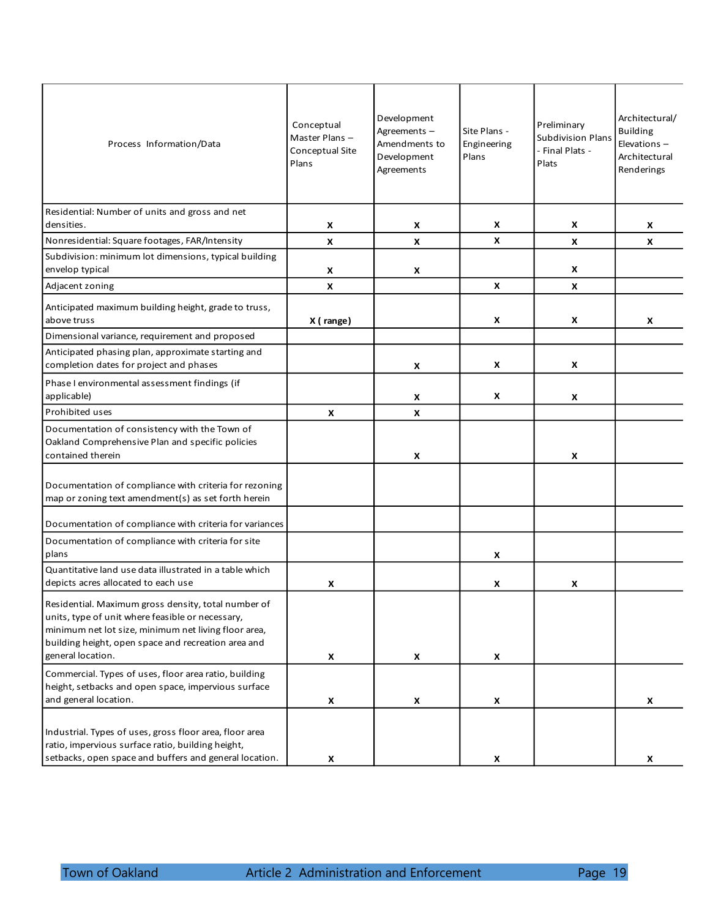| Process Information/Data | Conceptual Master Plans – Conceptual Site Plans | Development Agreements – Amendments to Development Agreements | Site Plans - Engineering Plans | Preliminary Subdivision Plans - Final Plats - Plats | Architectural/ Building Elevations – Architectural Renderings |
|---|---|---|---|---|---|
| Residential: Number of units and gross and net densities. | x | x | x | x | x |
| Nonresidential: Square footages, FAR/Intensity | x | x | x | x | x |
| Subdivision: minimum lot dimensions, typical building envelop typical | x | x | | x | |
| Adjacent zoning | x | | x | x | |
| Anticipated maximum building height, grade to truss, above truss | X ( range) | | x | x | x |
| Dimensional variance, requirement and proposed | | | | | |
| Anticipated phasing plan, approximate starting and completion dates for project and phases | | x | x | x | |
| Phase I environmental assessment findings (if applicable) | | x | x | x | |
| Prohibited uses | x | x | | | |
| Documentation of consistency with the Town of Oakland Comprehensive Plan and specific policies contained therein | | x | | x | |
| Documentation of compliance with criteria for rezoning map or zoning text amendment(s) as set forth herein | | | | | |
| Documentation of compliance with criteria for variances | | | | | |
| Documentation of compliance with criteria for site plans | | | x | | |
| Quantitative land use data illustrated in a table which depicts acres allocated to each use | x | | x | x | |
| Residential. Maximum gross density, total number of units, type of unit where feasible or necessary, minimum net lot size, minimum net living floor area, building height, open space and recreation area and general location. | x | x | x | | |
| Commercial. Types of uses, floor area ratio, building height, setbacks and open space, impervious surface and general location. | x | x | x | | x |
| Industrial. Types of uses, gross floor area, floor area ratio, impervious surface ratio, building height, setbacks, open space and buffers and general location. | x | | x | | x |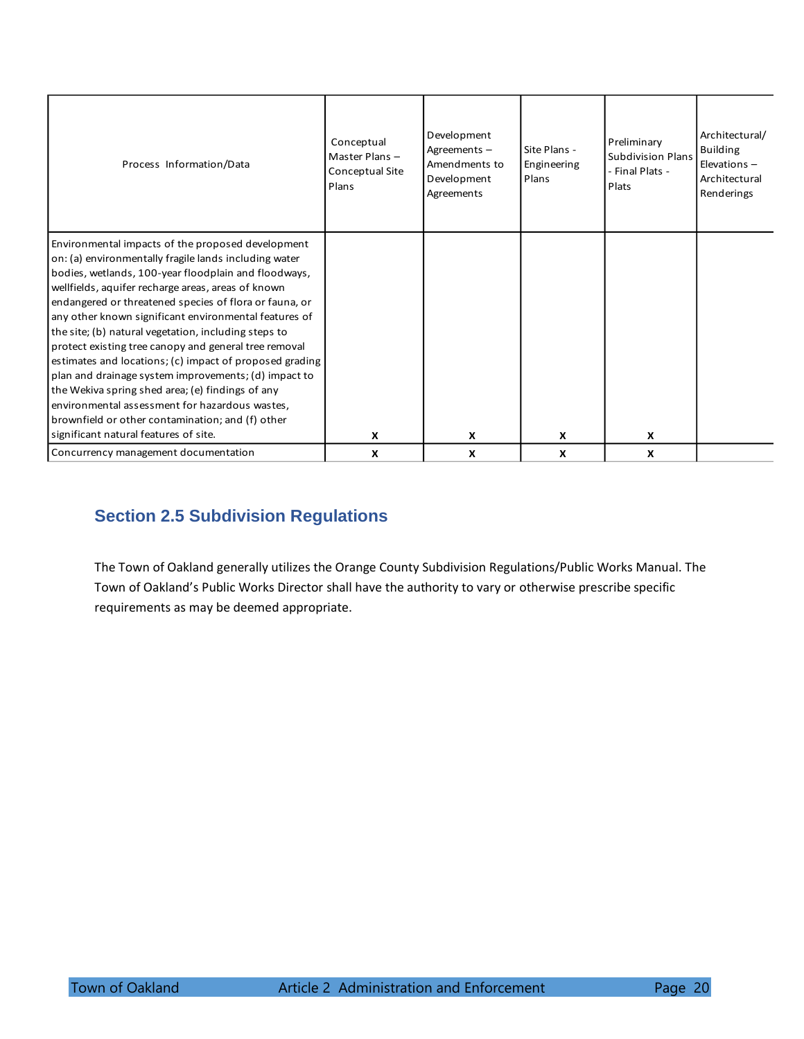| Process Information/Data | Conceptual Master Plans – Conceptual Site Plans | Development Agreements – Amendments to Development Agreements | Site Plans - Engineering Plans | Preliminary Subdivision Plans - Final Plats - Plats | Architectural/ Building Elevations – Architectural Renderings |
|---|---|---|---|---|---|
| Environmental impacts of the proposed development on: (a) environmentally fragile lands including water bodies, wetlands, 100-year floodplain and floodways, wellfields, aquifer recharge areas, areas of known endangered or threatened species of flora or fauna, or any other known significant environmental features of the site; (b) natural vegetation, including steps to protect existing tree canopy and general tree removal estimates and locations; (c) impact of proposed grading plan and drainage system improvements; (d) impact to the Wekiva spring shed area; (e) findings of any environmental assessment for hazardous wastes, brownfield or other contamination; and (f) other significant natural features of site. | x | x | x | x | |
| Concurrency management documentation | x | x | x | x | |

## Section 2.5 Subdivision Regulations

The Town of Oakland generally utilizes the Orange County Subdivision Regulations/Public Works Manual. The Town of Oakland's Public Works Director shall have the authority to vary or otherwise prescribe specific requirements as may be deemed appropriate.